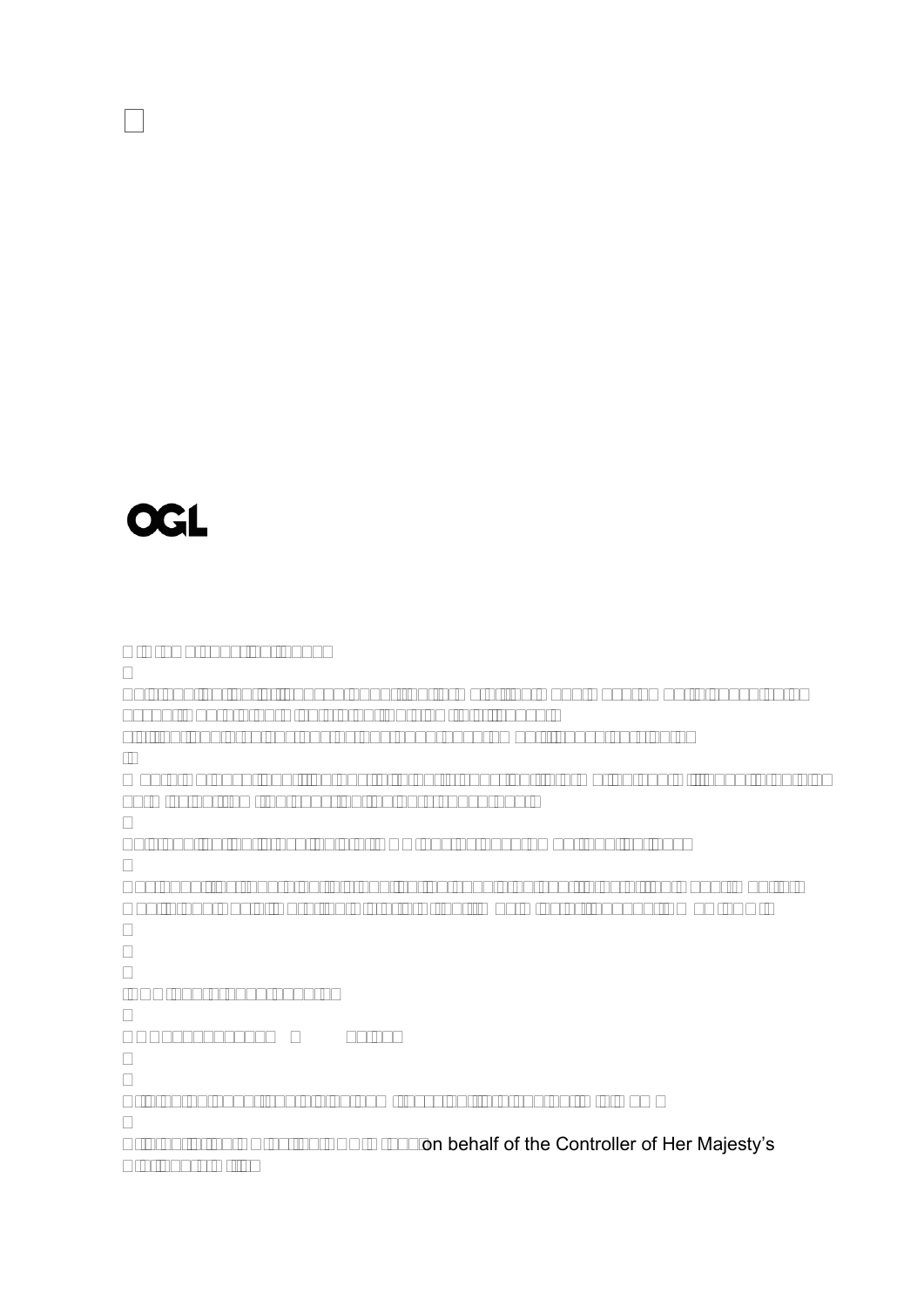OGL

on behalf of the Controller of Her Majesty's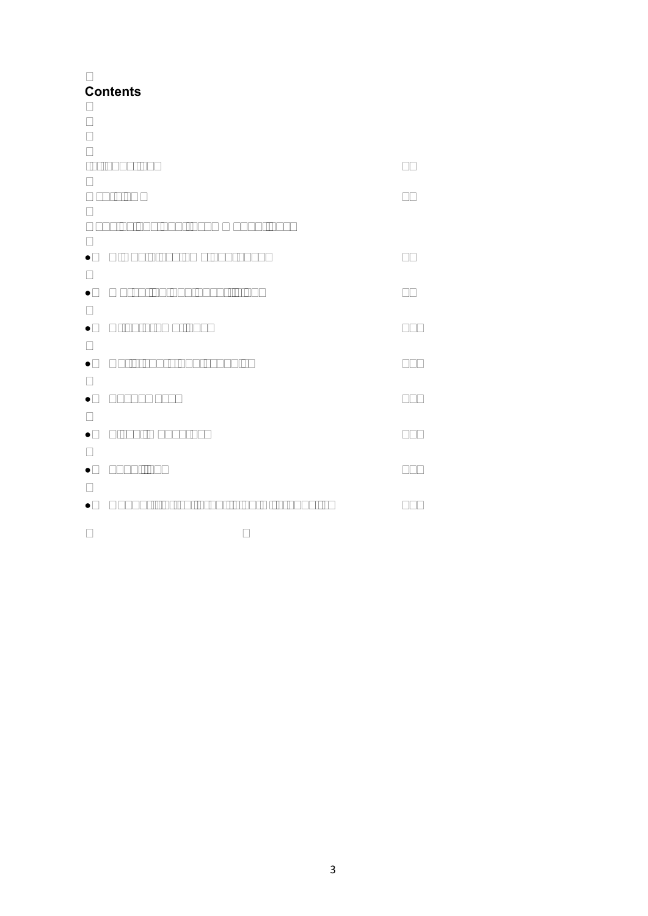# Contents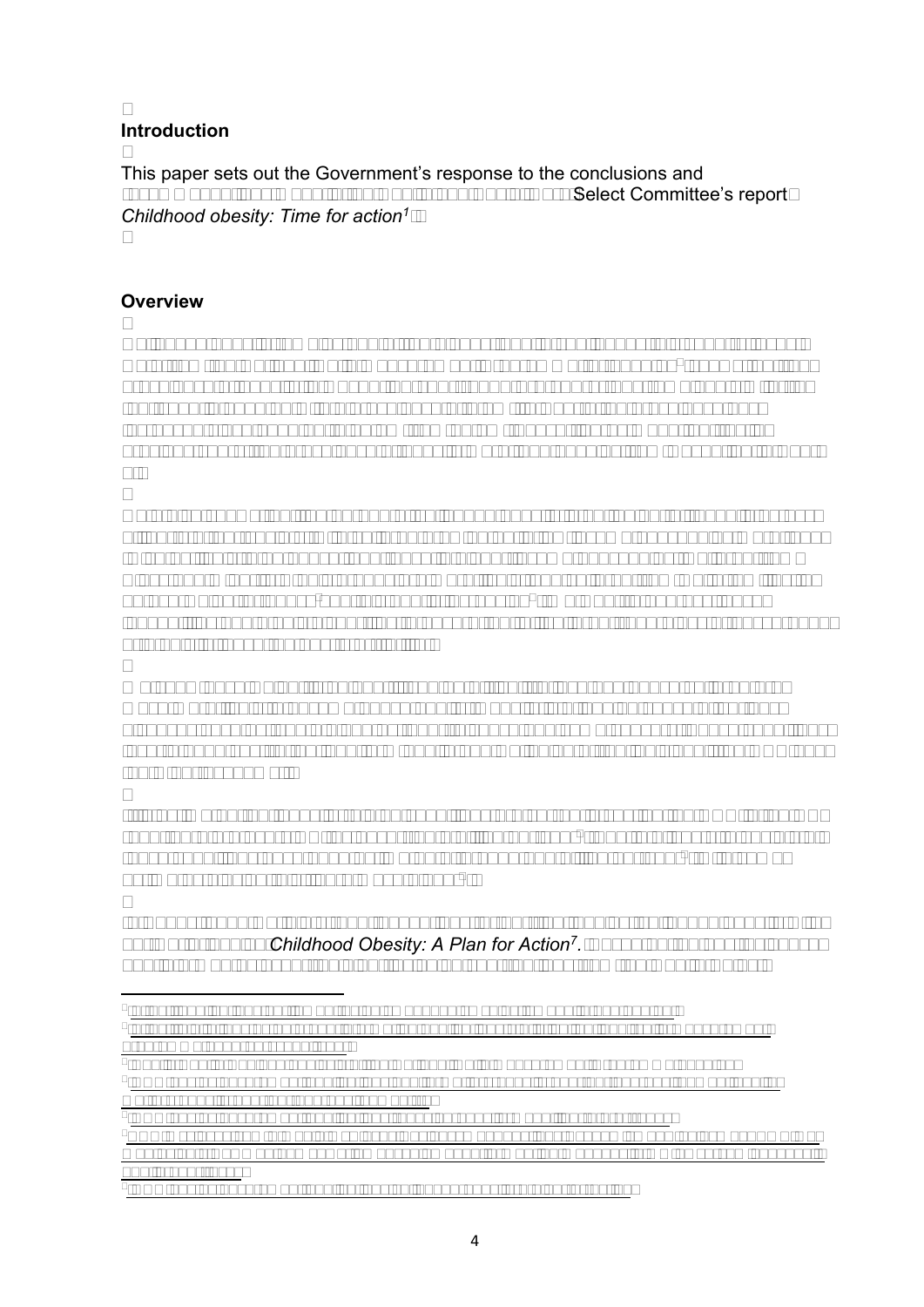## Introduction

This paper sets out the Government's response to the conclusions and … Select Committee's report *Childhood obesity: Time for action*[1].

## Overview

… *Childhood Obesity: A Plan for Action*[7]. …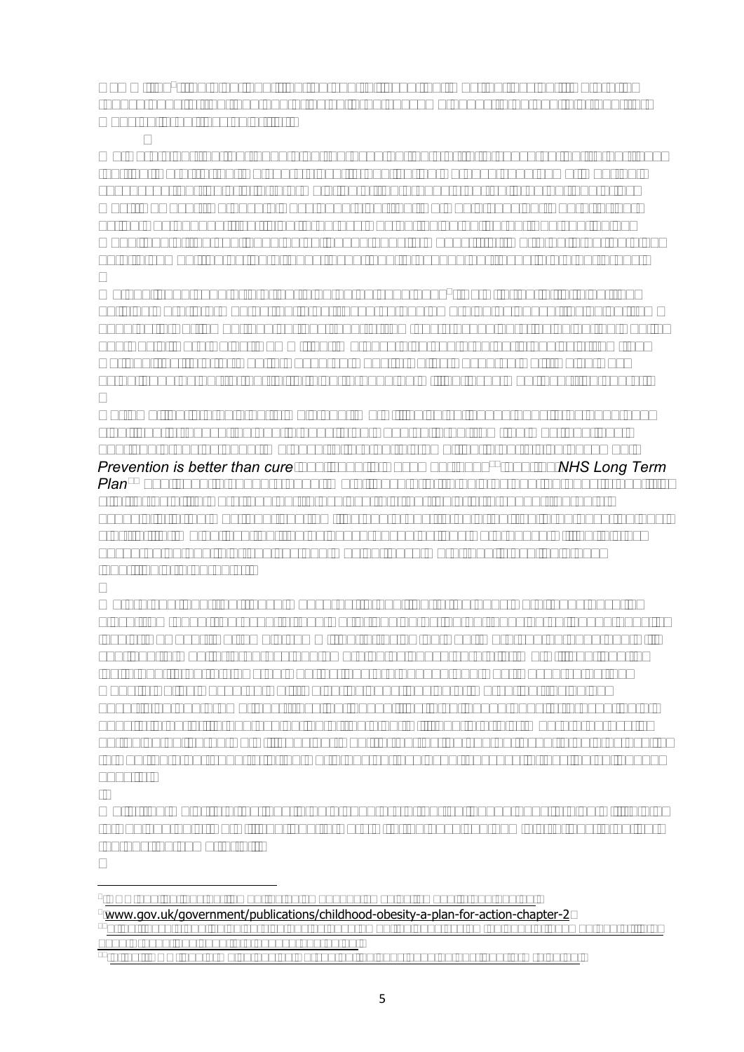*Prevention is better than cure* *NHS Long Term Plan*

www.gov.uk/government/publications/childhood-obesity-a-plan-for-action-chapter-2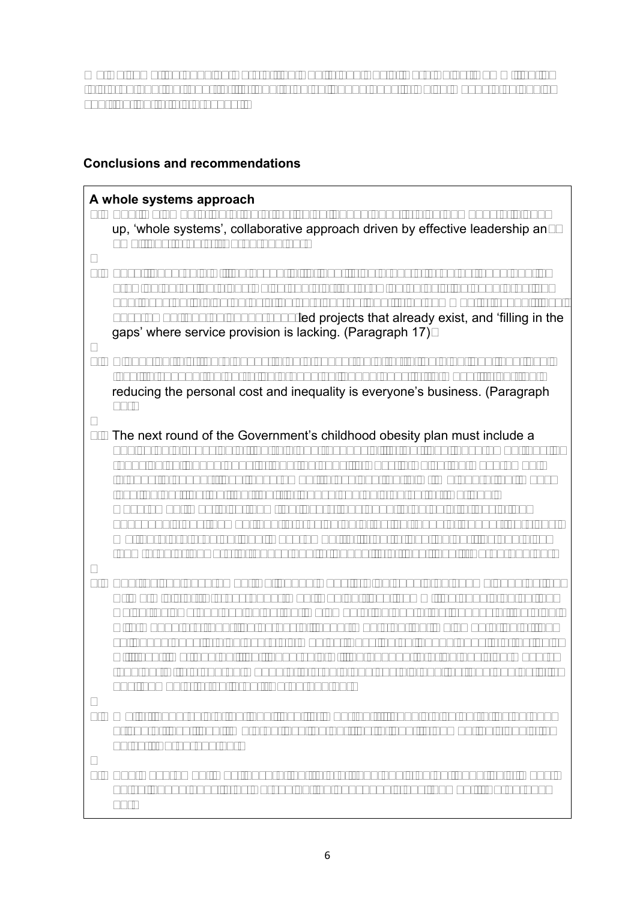## Conclusions and recommendations

### A whole systems approach

1. up, 'whole systems', collaborative approach driven by effective leadership an

2. led projects that already exist, and 'filling in the gaps' where service provision is lacking. (Paragraph 17)

3. reducing the personal cost and inequality is everyone's business. (Paragraph

4. The next round of the Government's childhood obesity plan must include a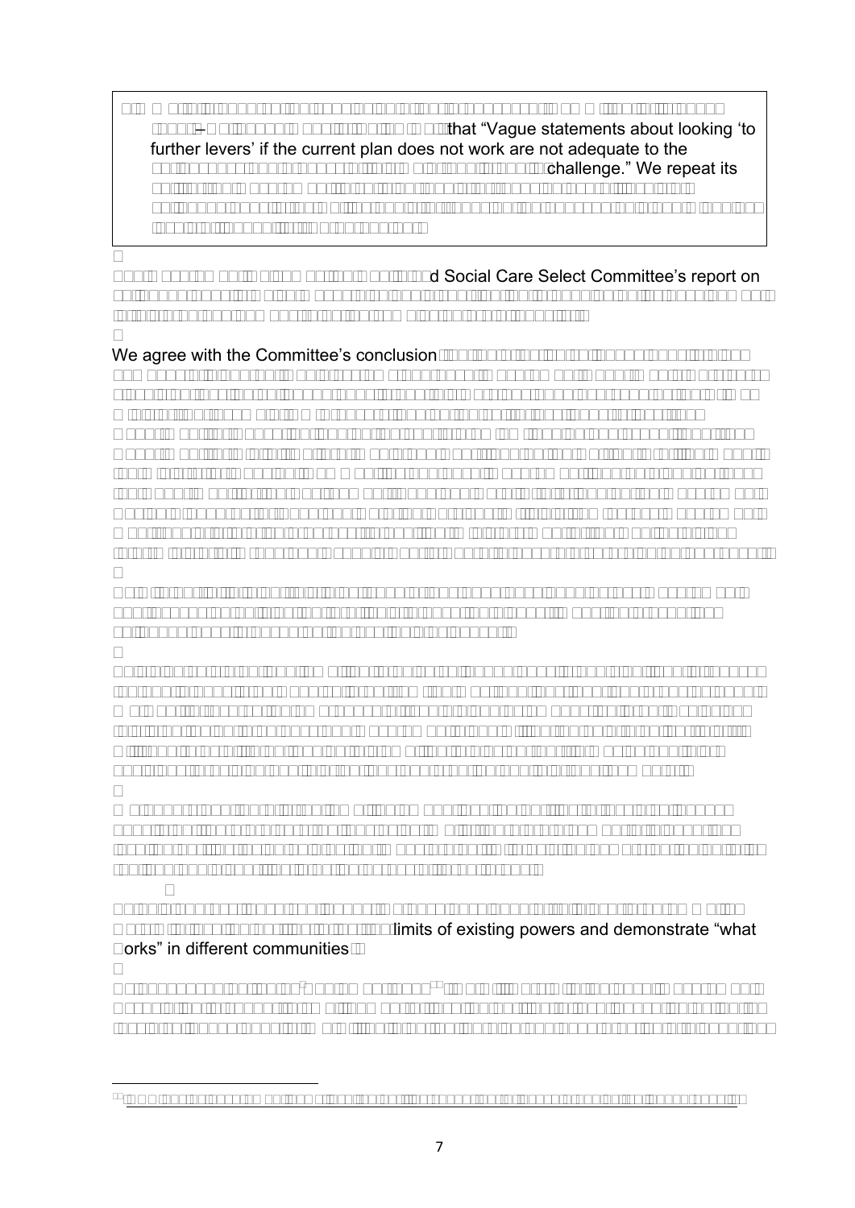> that “Vague statements about looking ‘to further levers’ if the current plan does not work are not adequate to the challenge.” We repeat its

d Social Care Select Committee’s report on

We agree with the Committee’s conclusion

limits of existing powers and demonstrate “what orks” in different communities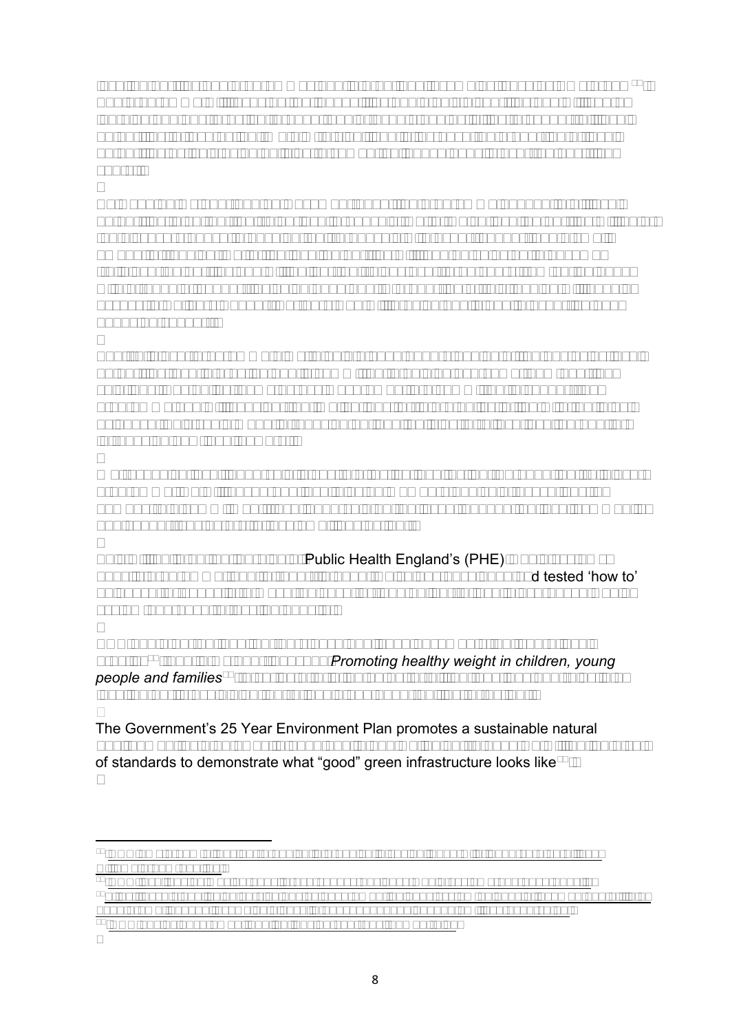Public Health England's (PHE)

d tested 'how to'

*Promoting healthy weight in children, young people and families*

The Government's 25 Year Environment Plan promotes a sustainable natural

of standards to demonstrate what "good" green infrastructure looks like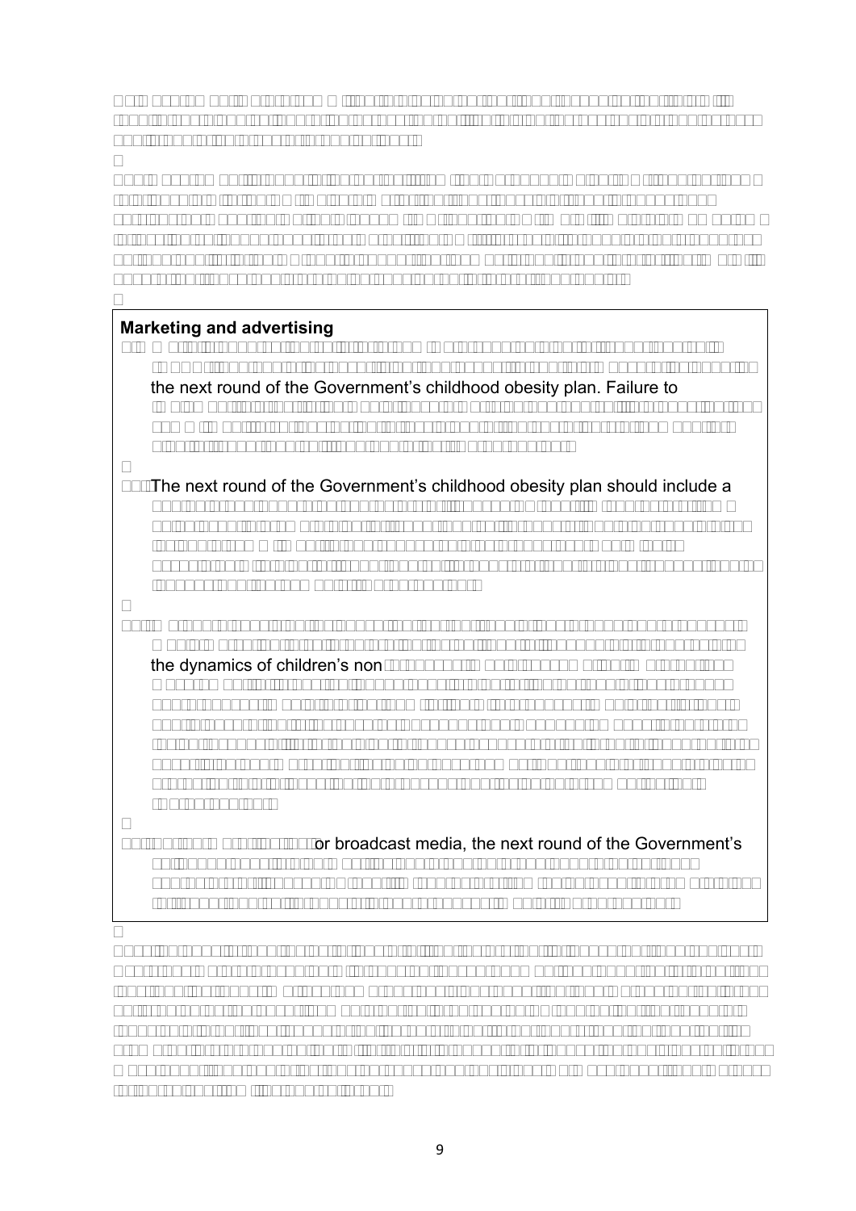**Marketing and advertising**

the next round of the Government's childhood obesity plan. Failure to

The next round of the Government's childhood obesity plan should include a

the dynamics of children's non

or broadcast media, the next round of the Government's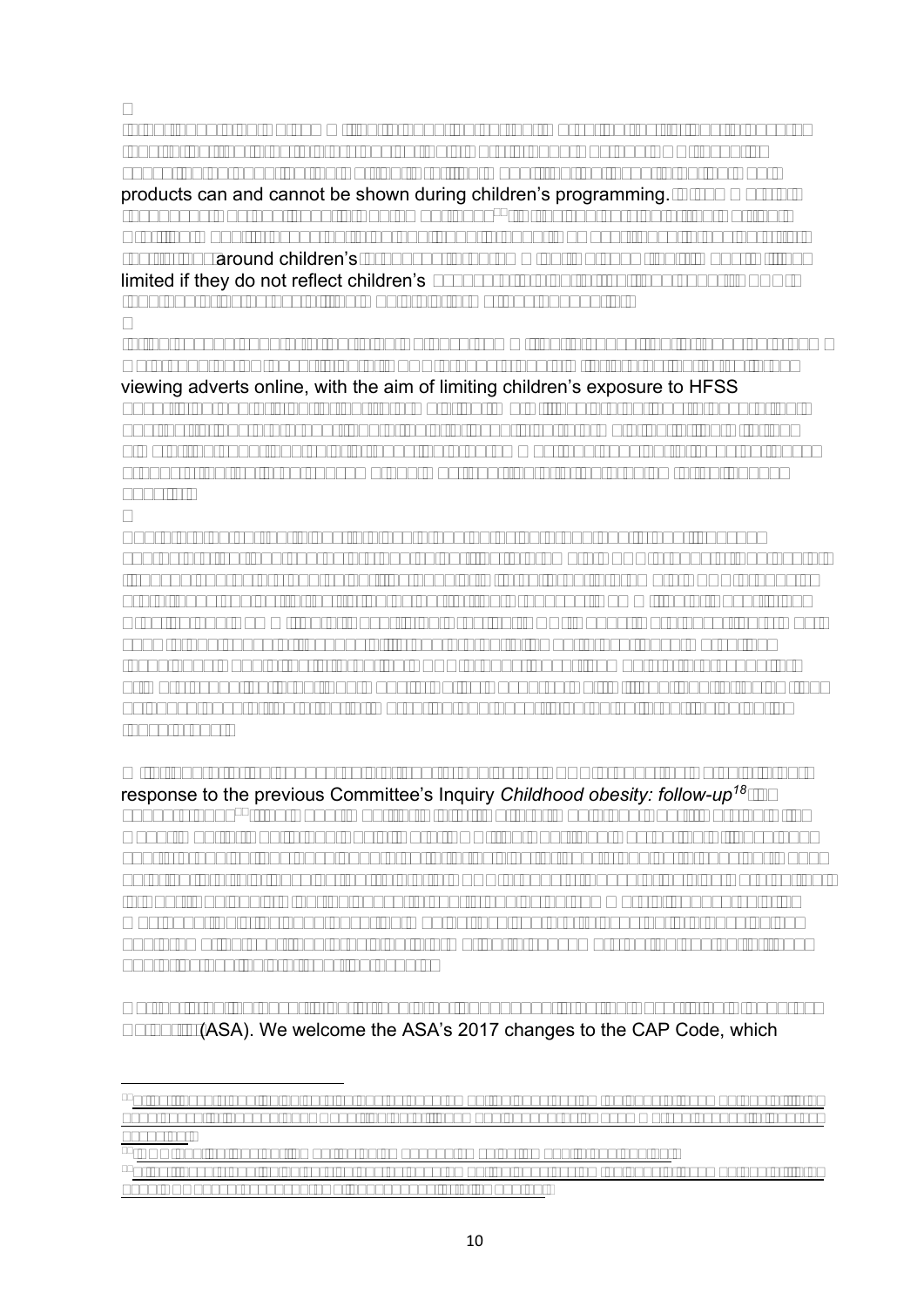products can and cannot be shown during children's programming.

around children's

limited if they do not reflect children's

viewing adverts online, with the aim of limiting children's exposure to HFSS

response to the previous Committee's Inquiry *Childhood obesity: follow-up*[18]

(ASA). We welcome the ASA's 2017 changes to the CAP Code, which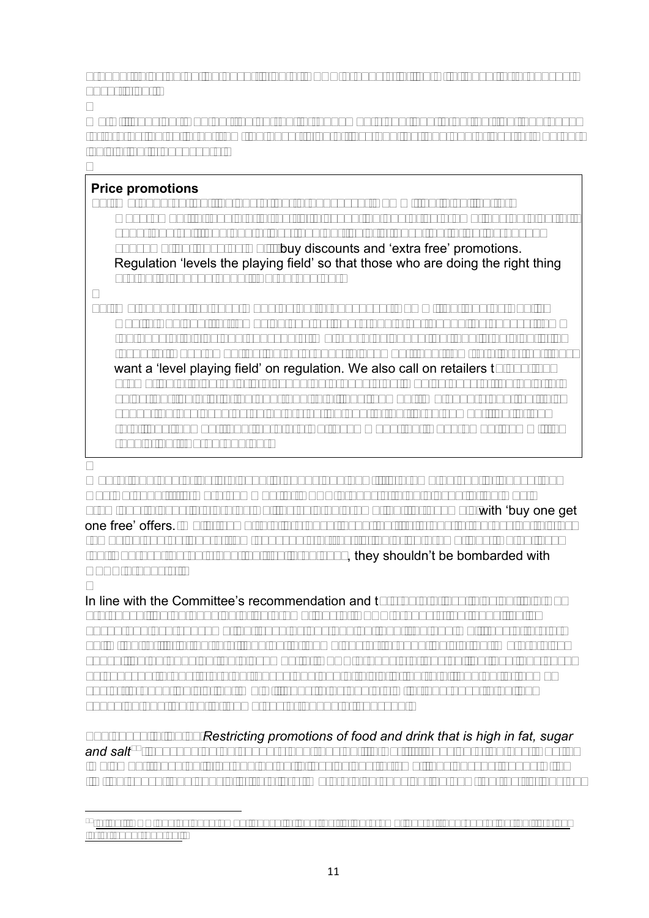**Price promotions**

buy discounts and 'extra free' promotions. Regulation 'levels the playing field' so that those who are doing the right thing

want a 'level playing field' on regulation. We also call on retailers t

with 'buy one get one free' offers.

, they shouldn't be bombarded with

In line with the Committee's recommendation and t

*Restricting promotions of food and drink that is high in fat, sugar and salt*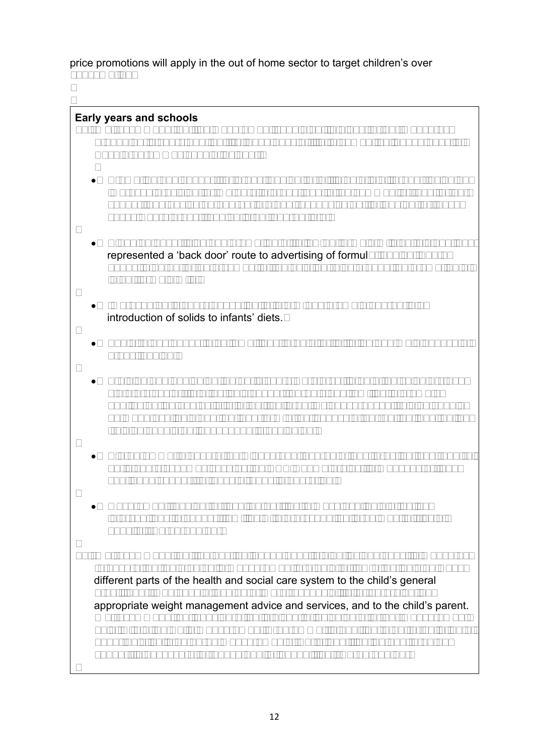price promotions will apply in the out of home sector to target children's over

## Early years and schools

- represented a 'back door' route to advertising of formul

- introduction of solids to infants' diets.

different parts of the health and social care system to the child's general

appropriate weight management advice and services, and to the child's parent.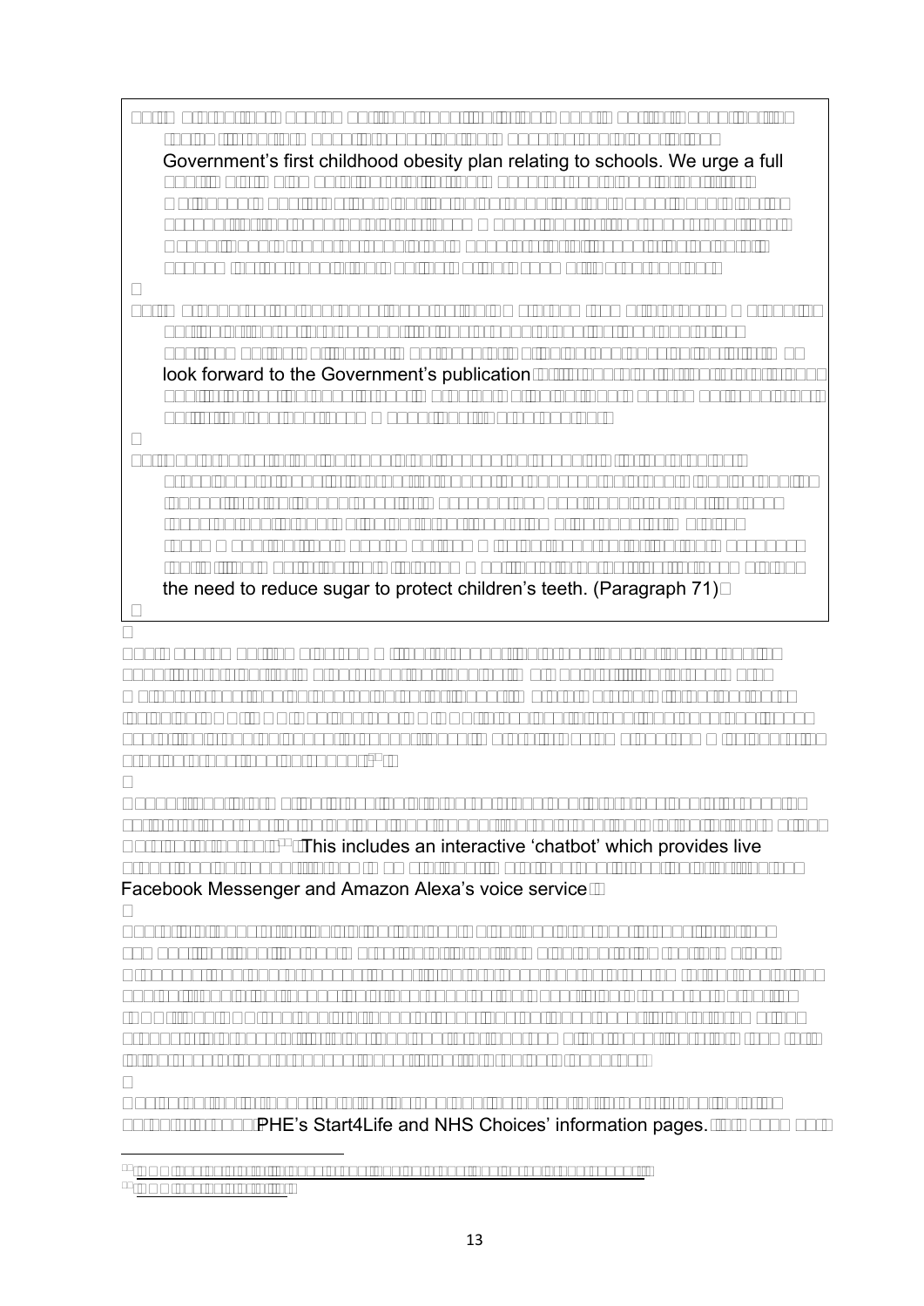Government's first childhood obesity plan relating to schools. We urge a full

look forward to the Government's publication

the need to reduce sugar to protect children's teeth. (Paragraph 71)

This includes an interactive 'chatbot' which provides live

Facebook Messenger and Amazon Alexa's voice service.

PHE's Start4Life and NHS Choices' information pages.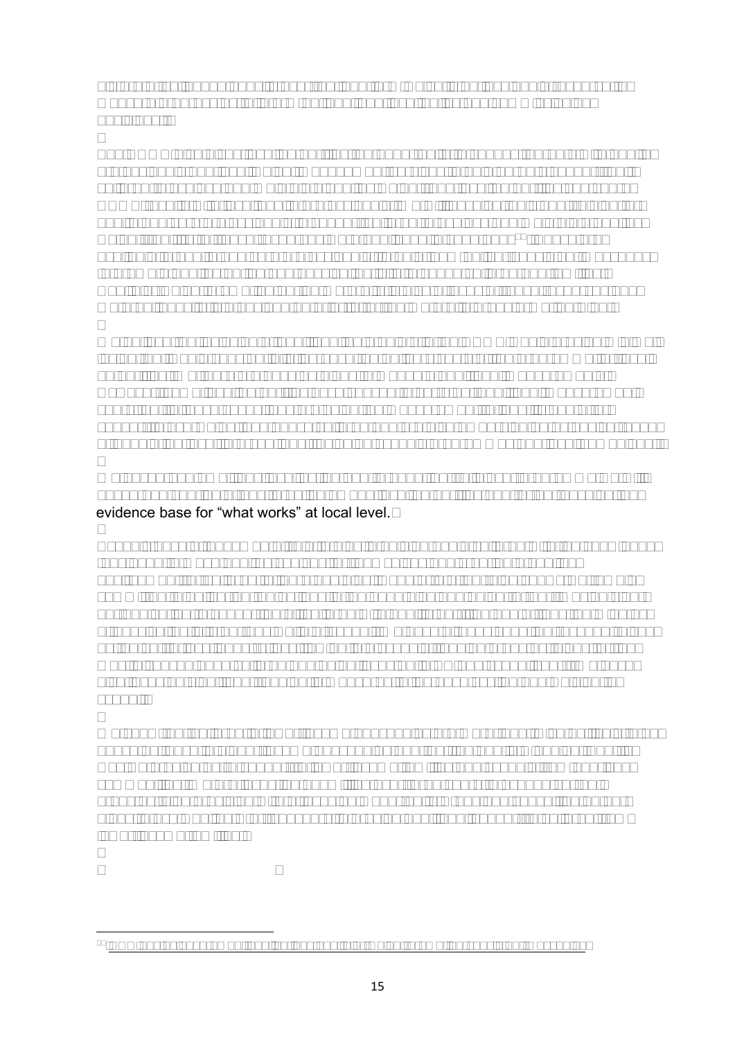evidence base for “what works” at local level.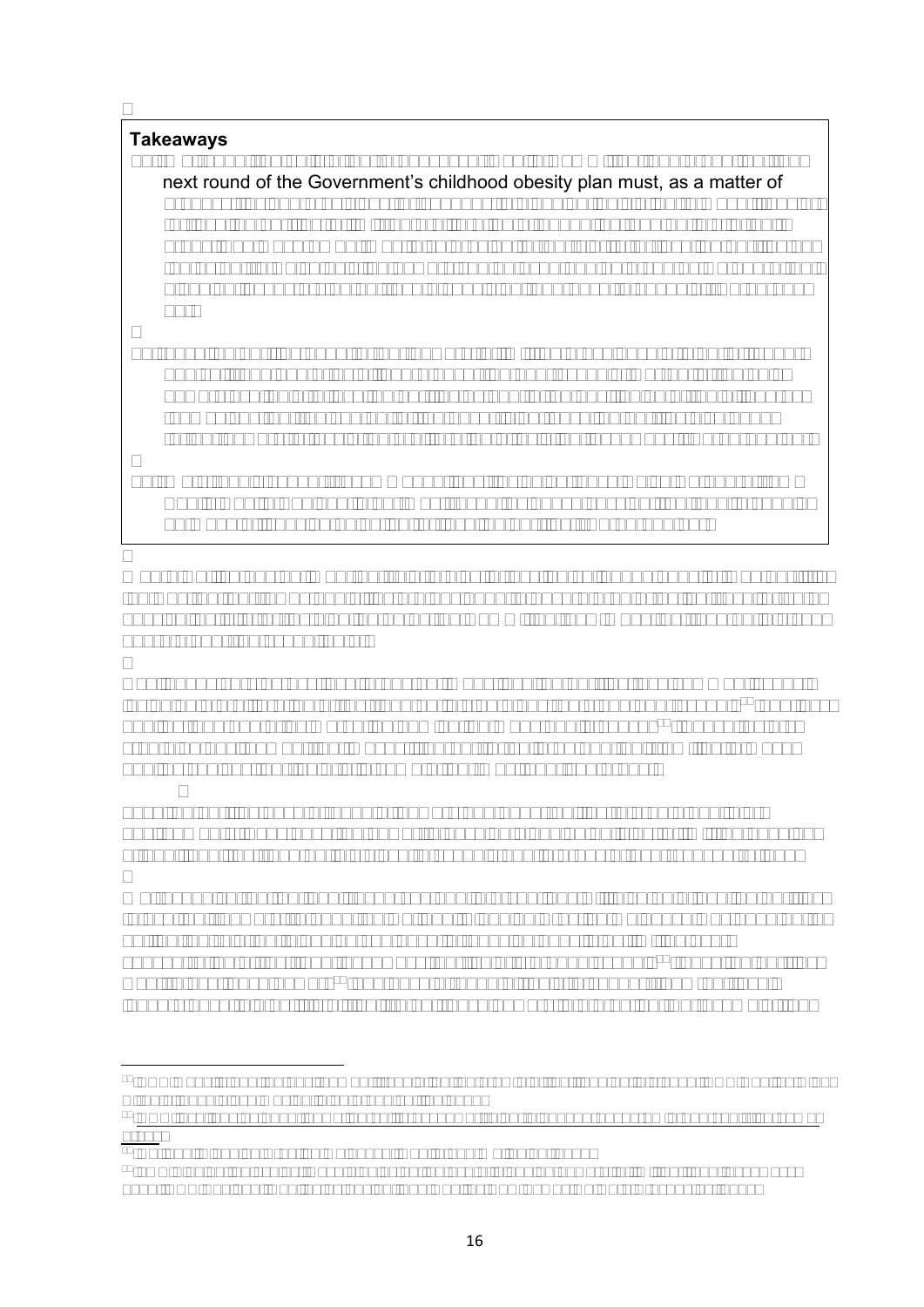**Takeaways**

next round of the Government's childhood obesity plan must, as a matter of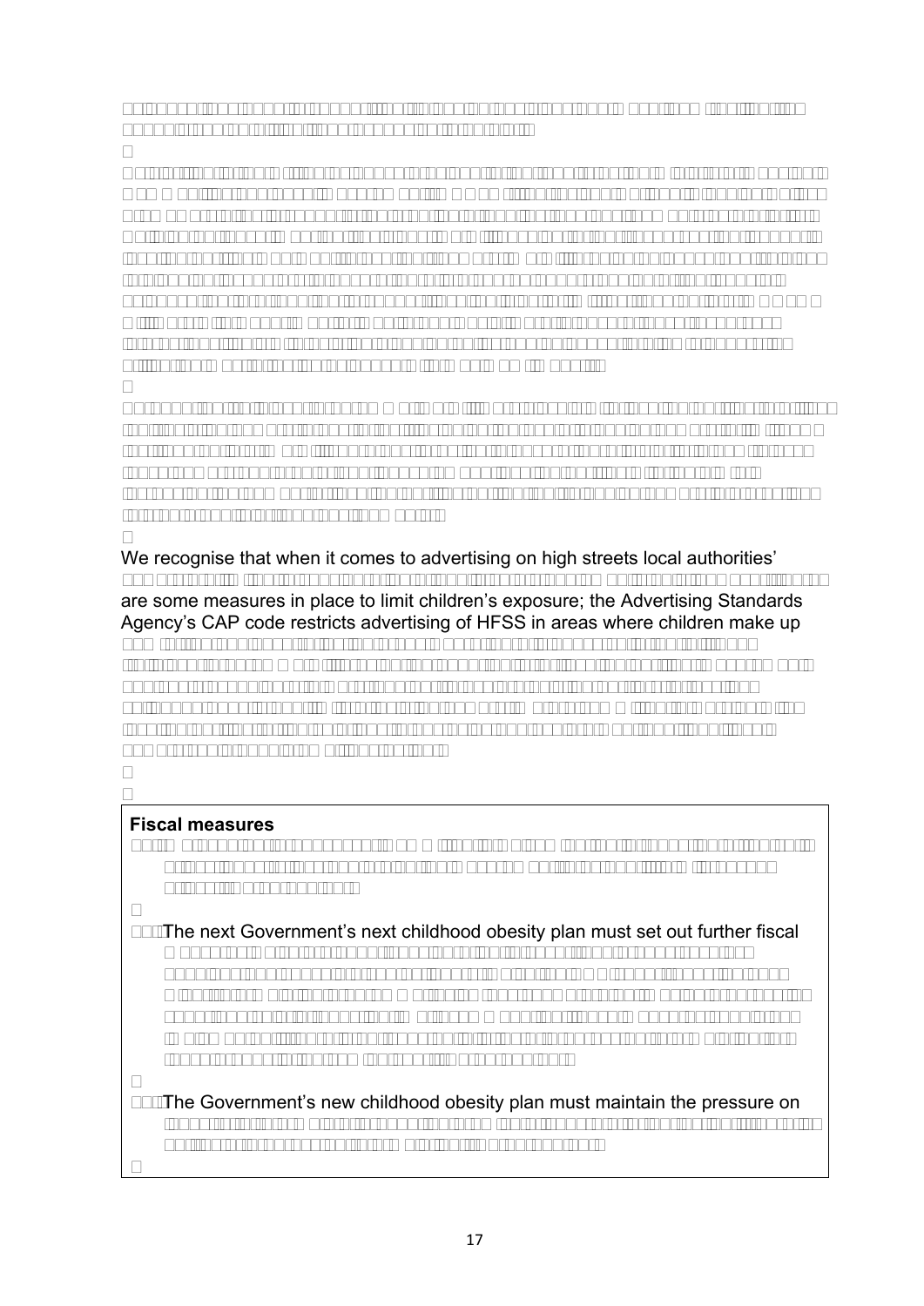We recognise that when it comes to advertising on high streets local authorities'

are some measures in place to limit children's exposure; the Advertising Standards Agency's CAP code restricts advertising of HFSS in areas where children make up

**Fiscal measures**

The next Government's next childhood obesity plan must set out further fiscal

The Government's new childhood obesity plan must maintain the pressure on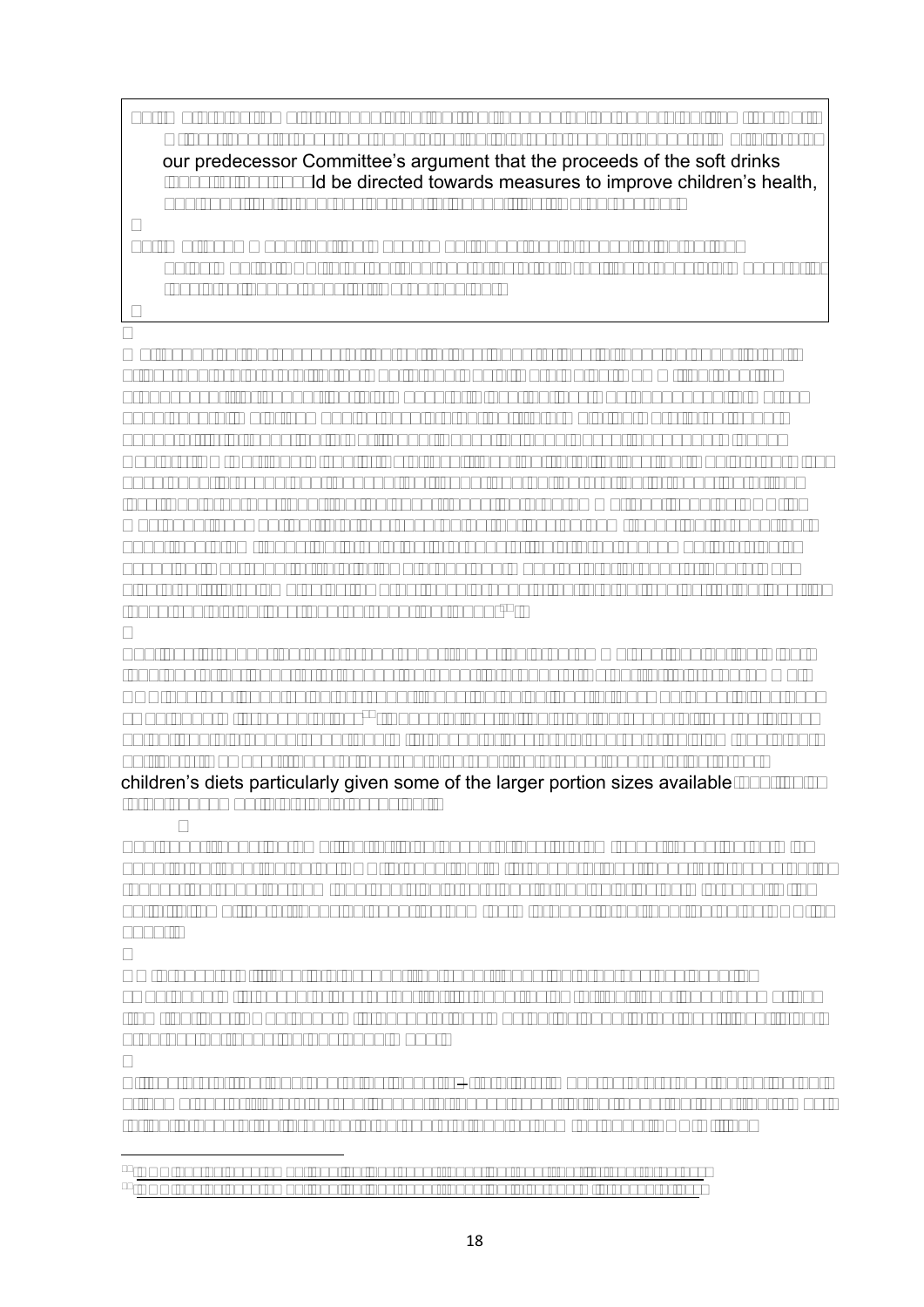our predecessor Committee's argument that the proceeds of the soft drinks

ld be directed towards measures to improve children's health,

children's diets particularly given some of the larger portion sizes available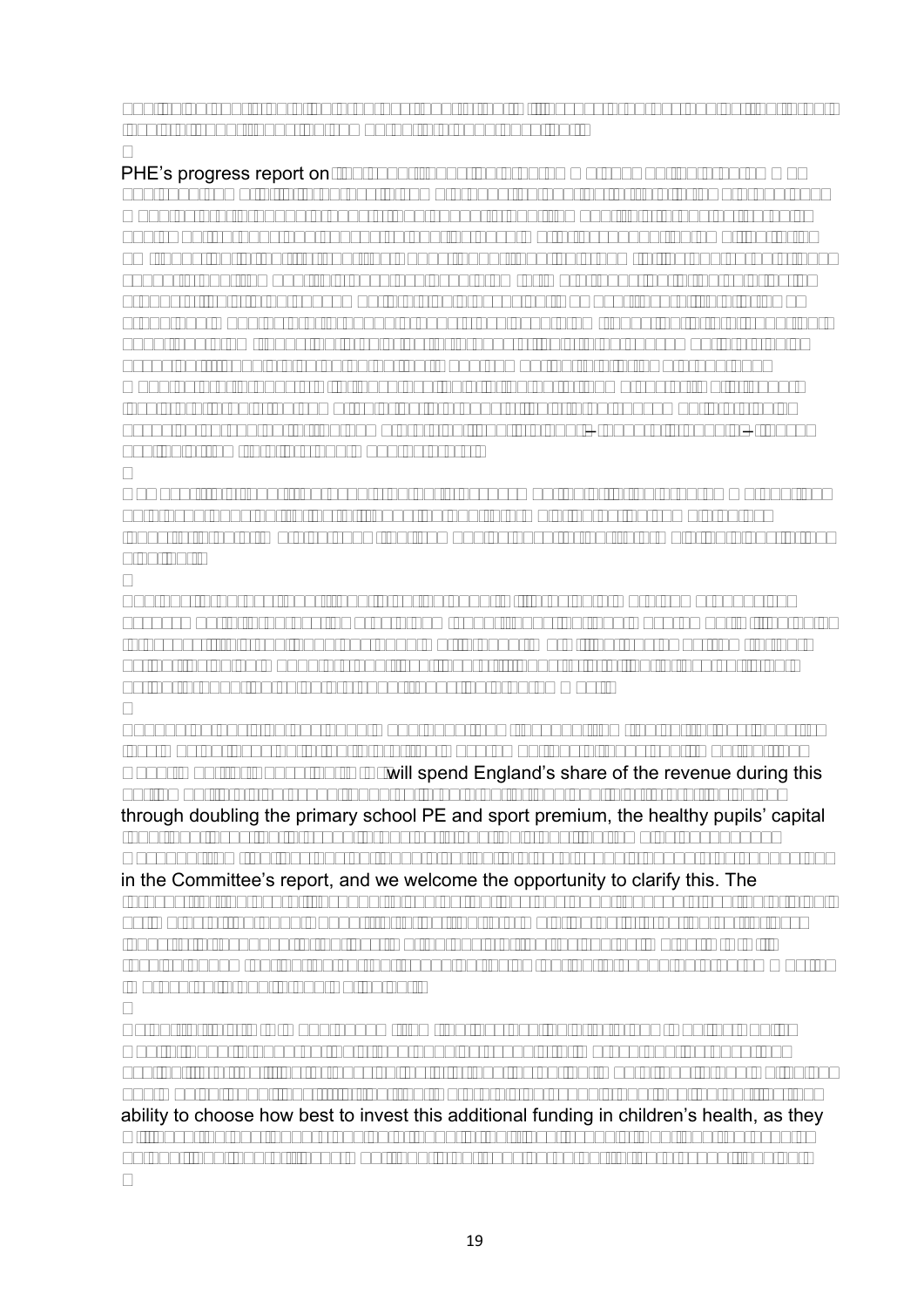PHE's progress report on

will spend England's share of the revenue during this

through doubling the primary school PE and sport premium, the healthy pupils' capital

in the Committee's report, and we welcome the opportunity to clarify this. The

ability to choose how best to invest this additional funding in children's health, as they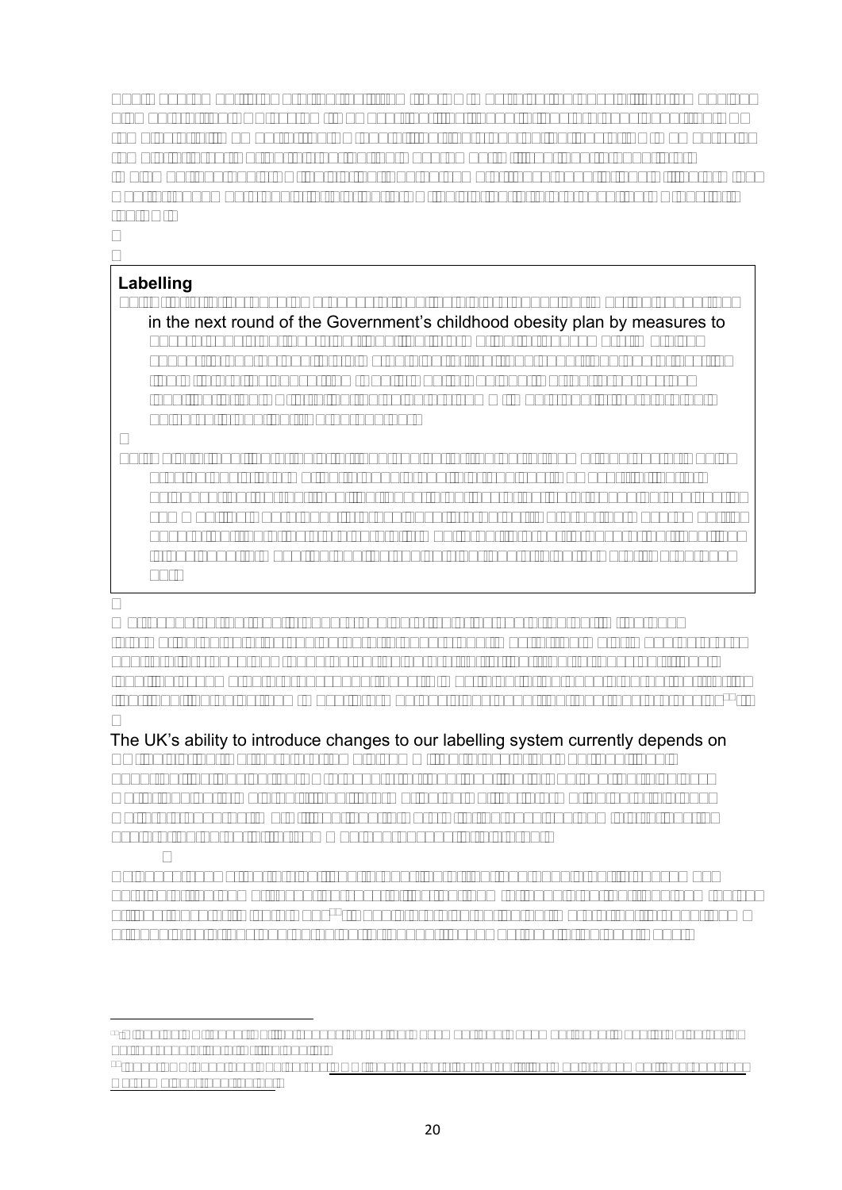## Labelling

in the next round of the Government's childhood obesity plan by measures to

The UK's ability to introduce changes to our labelling system currently depends on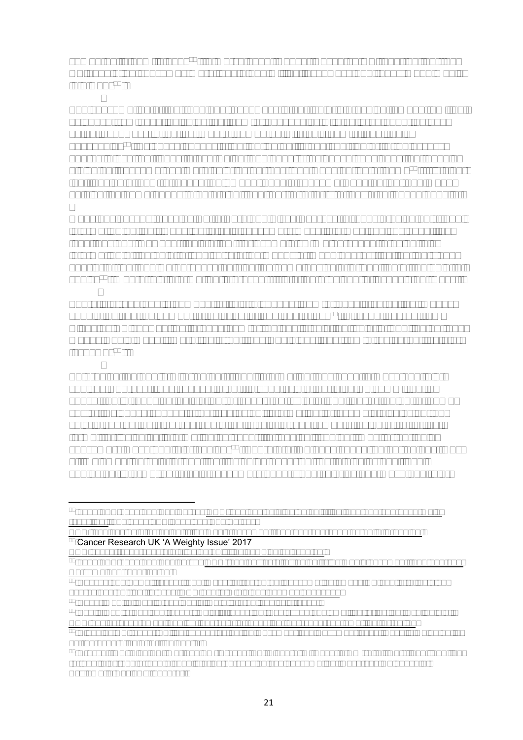Cancer Research UK ‘A Weighty Issue’ 2017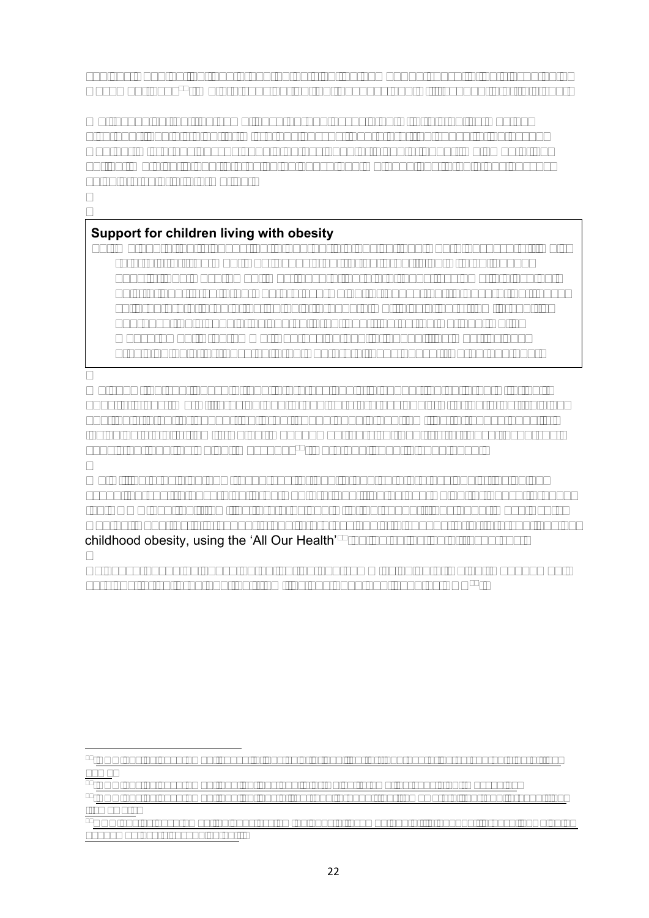**Support for children living with obesity**

childhood obesity, using the 'All Our Health'